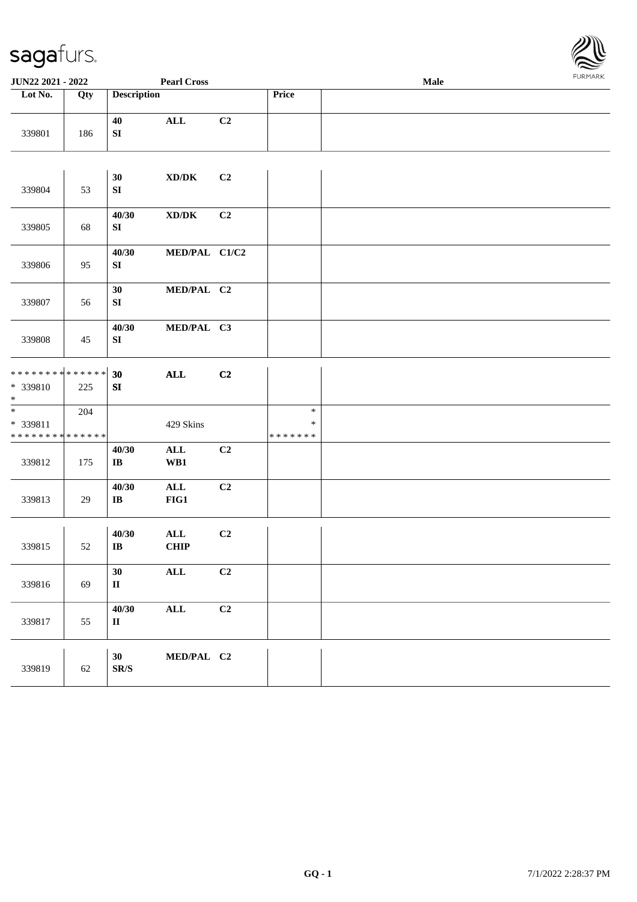JUN22 2021 - 2022 | Pearl Cross | Male

| Lot No. | Qty | Description | | | Price | |
|---|---|---|---|---|---|---|
| 339801 | 186 | 40<br>SI | ALL | C2 | | |
| 339804 | 53 | 30<br>SI | XD/DK | C2 | | |
| 339805 | 68 | 40/30<br>SI | XD/DK | C2 | | |
| 339806 | 95 | 40/30<br>SI | MED/PAL | C1/C2 | | |
| 339807 | 56 | 30<br>SI | MED/PAL | C2 | | |
| 339808 | 45 | 40/30<br>SI | MED/PAL | C3 | | |
| * * * * * * * * * * * * * *<br>* 339810<br>* | 225 | 30<br>SI | ALL | C2 | | |
| *<br>* 339811<br>* * * * * * * * * * * * * * | 204 | | 429 Skins | | *<br>*<br>* * * * * * * | |
| 339812 | 175 | 40/30<br>IB | ALL<br>WB1 | C2 | | |
| 339813 | 29 | 40/30<br>IB | ALL<br>FIG1 | C2 | | |
| 339815 | 52 | 40/30<br>IB | ALL<br>CHIP | C2 | | |
| 339816 | 69 | 30<br>II | ALL | C2 | | |
| 339817 | 55 | 40/30<br>II | ALL | C2 | | |
| 339819 | 62 | 30<br>SR/S | MED/PAL | C2 | | |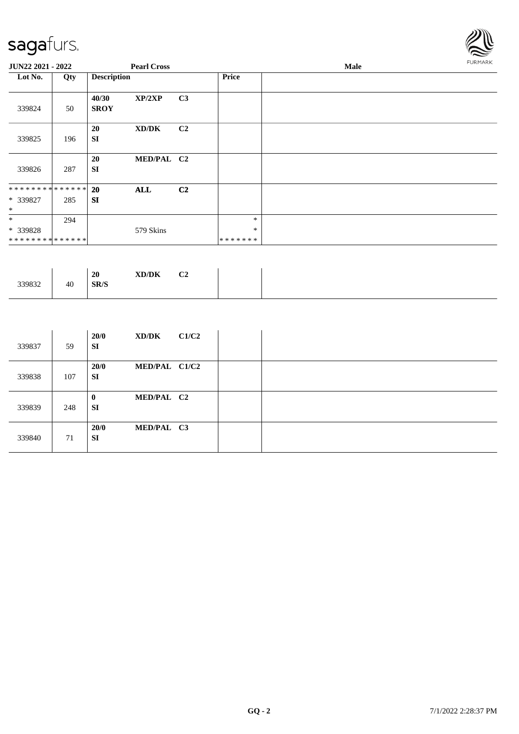sagafurs.

**JUN22 2021 - 2022** **Pearl Cross** **Male**

| Lot No. | Qty | Description | | | Price | |
|---|---|---|---|---|---|---|
| 339824 | 50 | 40/30 SROY | XP/2XP | C3 | | |
| 339825 | 196 | 20 SI | XD/DK | C2 | | |
| 339826 | 287 | 20 SI | MED/PAL | C2 | | |
| ************** * 339827 * | 285 | 20 SI | ALL | C2 | | |
| * * 339828 ************** | 294 | | 579 Skins | | * * ******* | |

| Lot No. | Qty | Description | | | Price | |
|---|---|---|---|---|---|---|
| 339832 | 40 | 20 SR/S | XD/DK | C2 | | |

| Lot No. | Qty | Description | | | Price | |
|---|---|---|---|---|---|---|
| 339837 | 59 | 20/0 SI | XD/DK | C1/C2 | | |
| 339838 | 107 | 20/0 SI | MED/PAL | C1/C2 | | |
| 339839 | 248 | 0 SI | MED/PAL | C2 | | |
| 339840 | 71 | 20/0 SI | MED/PAL | C3 | | |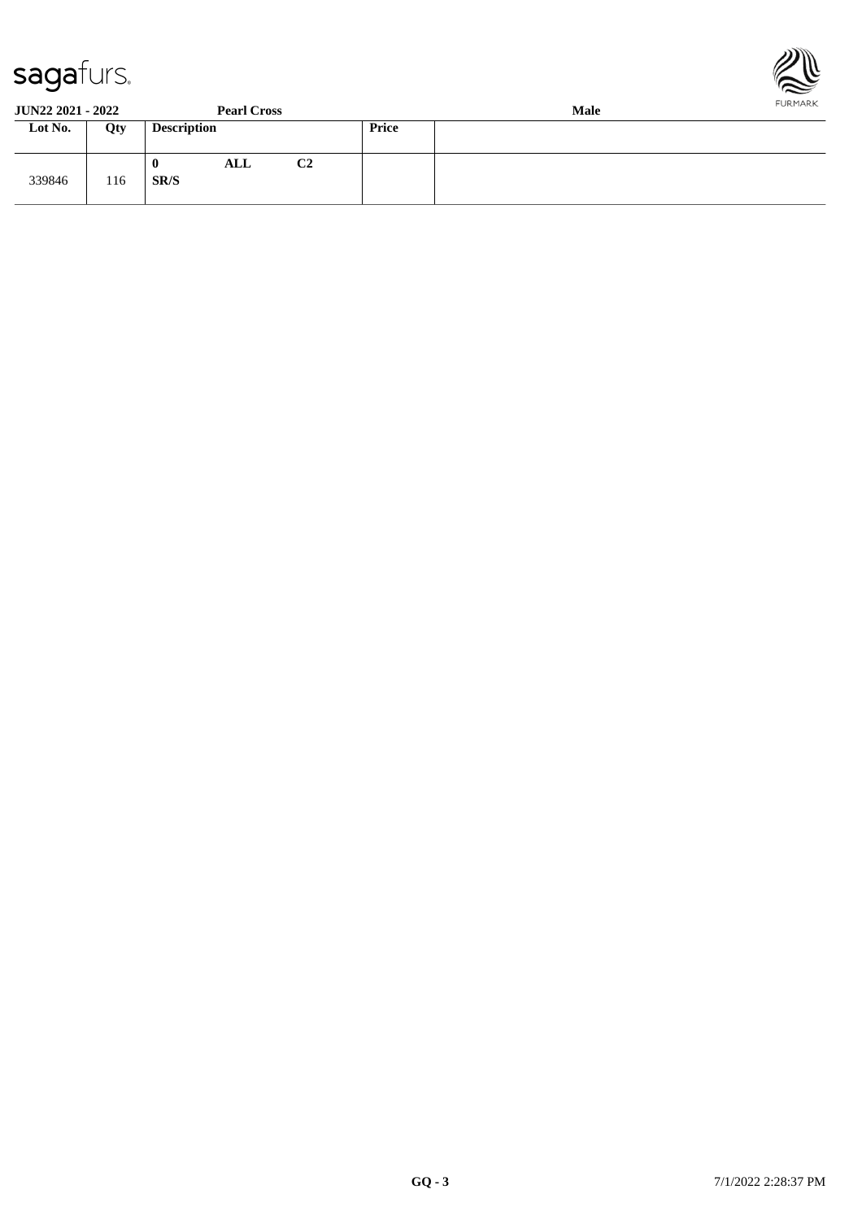**JUN22 2021 - 2022** **Pearl Cross** **Male**

| Lot No. | Qty | Description | Price | |
|---|---|---|---|---|
| 339846 | 116 | **0** **ALL** **C2**<br>**SR/S** | | |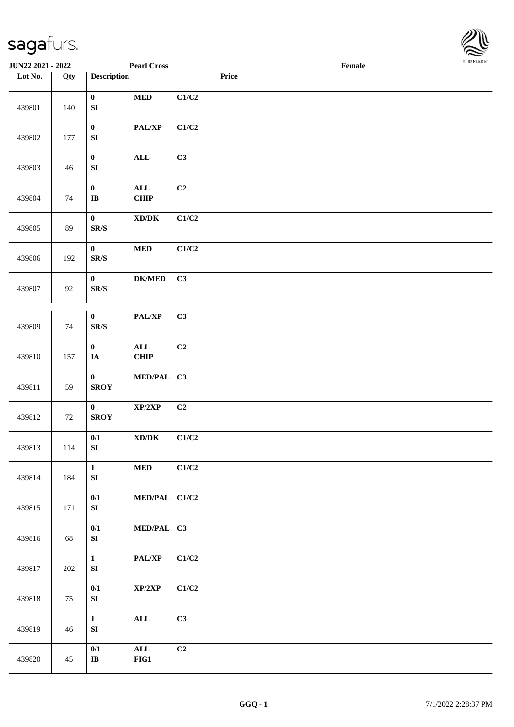| Lot No. | Qty | Description | | | Price | |
|---|---|---|---|---|---|---|
| 439801 | 140 | 0<br>SI | MED | C1/C2 | | |
| 439802 | 177 | 0<br>SI | PAL/XP | C1/C2 | | |
| 439803 | 46 | 0<br>SI | ALL | C3 | | |
| 439804 | 74 | 0<br>IB | ALL<br>CHIP | C2 | | |
| 439805 | 89 | 0<br>SR/S | XD/DK | C1/C2 | | |
| 439806 | 192 | 0<br>SR/S | MED | C1/C2 | | |
| 439807 | 92 | 0<br>SR/S | DK/MED | C3 | | |
| 439809 | 74 | 0<br>SR/S | PAL/XP | C3 | | |
| 439810 | 157 | 0<br>IA | ALL<br>CHIP | C2 | | |
| 439811 | 59 | 0<br>SROY | MED/PAL | C3 | | |
| 439812 | 72 | 0<br>SROY | XP/2XP | C2 | | |
| 439813 | 114 | 0/1<br>SI | XD/DK | C1/C2 | | |
| 439814 | 184 | 1<br>SI | MED | C1/C2 | | |
| 439815 | 171 | 0/1<br>SI | MED/PAL | C1/C2 | | |
| 439816 | 68 | 0/1<br>SI | MED/PAL | C3 | | |
| 439817 | 202 | 1<br>SI | PAL/XP | C1/C2 | | |
| 439818 | 75 | 0/1<br>SI | XP/2XP | C1/C2 | | |
| 439819 | 46 | 1<br>SI | ALL | C3 | | |
| 439820 | 45 | 0/1<br>IB | ALL<br>FIG1 | C2 | | |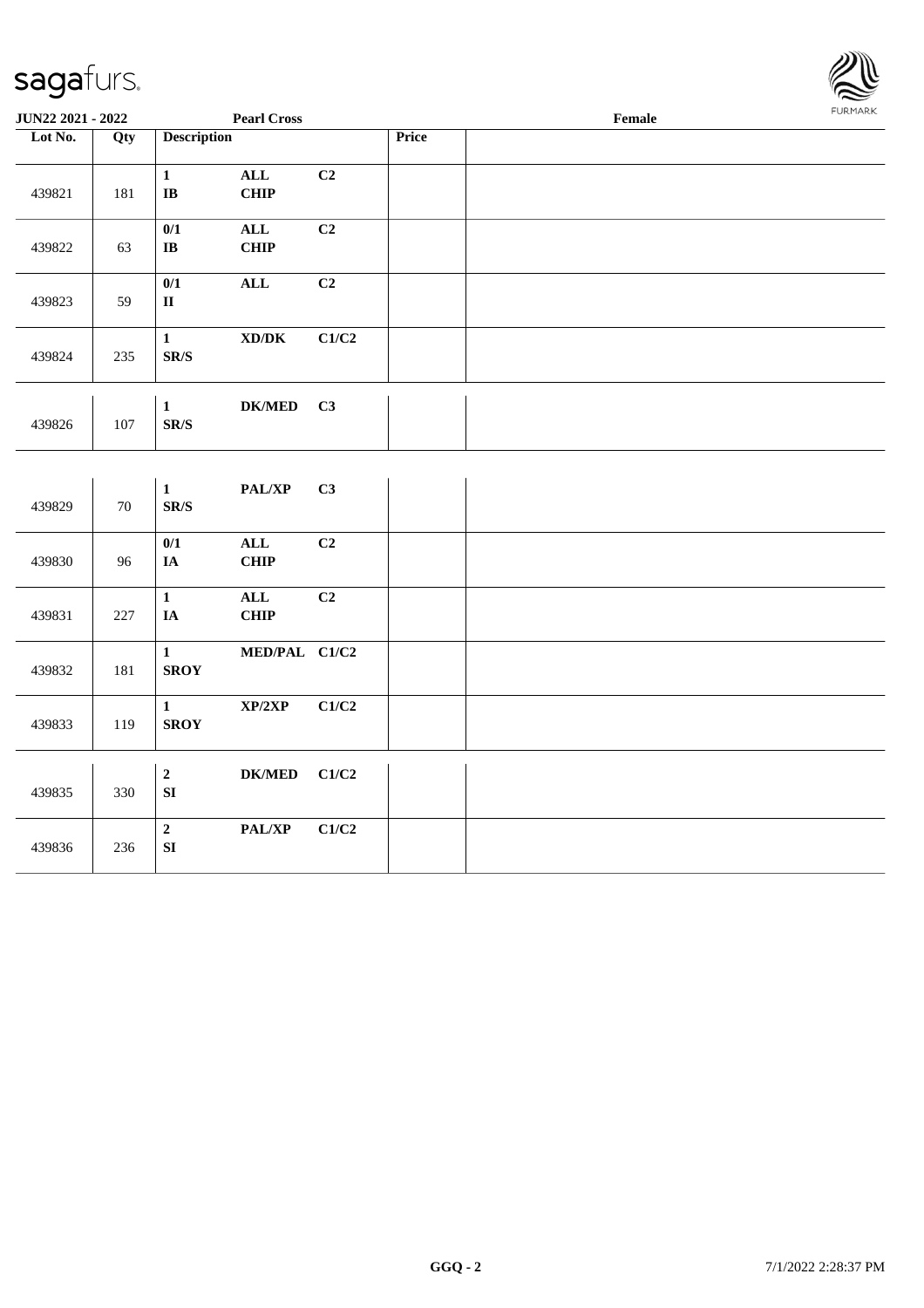JUN22 2021 - 2022 | Pearl Cross | Female

| Lot No. | Qty | Description | | | Price | |
|---|---|---|---|---|---|---|
| 439821 | 181 | 1 IB | ALL CHIP | C2 | | |
| 439822 | 63 | 0/1 IB | ALL CHIP | C2 | | |
| 439823 | 59 | 0/1 II | ALL | C2 | | |
| 439824 | 235 | 1 SR/S | XD/DK | C1/C2 | | |
| 439826 | 107 | 1 SR/S | DK/MED | C3 | | |
| 439829 | 70 | 1 SR/S | PAL/XP | C3 | | |
| 439830 | 96 | 0/1 IA | ALL CHIP | C2 | | |
| 439831 | 227 | 1 IA | ALL CHIP | C2 | | |
| 439832 | 181 | 1 SROY | MED/PAL | C1/C2 | | |
| 439833 | 119 | 1 SROY | XP/2XP | C1/C2 | | |
| 439835 | 330 | 2 SI | DK/MED | C1/C2 | | |
| 439836 | 236 | 2 SI | PAL/XP | C1/C2 | | |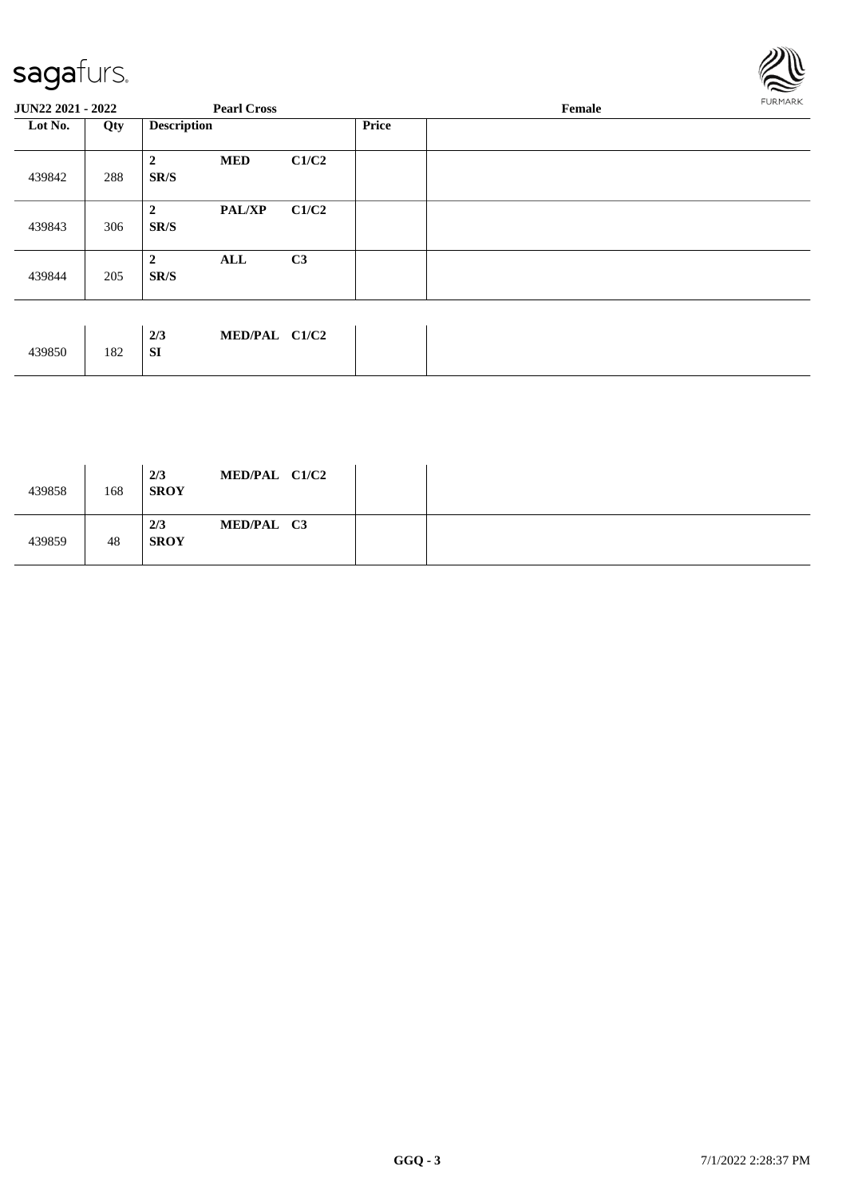sagafurs.

FURMARK

**JUN22 2021 - 2022** **Pearl Cross** **Female**

| Lot No. | Qty | Description | | | Price | |
|---|---|---|---|---|---|---|
| 439842 | 288 | **2** **SR/S** | **MED** | **C1/C2** | | |
| 439843 | 306 | **2** **SR/S** | **PAL/XP** | **C1/C2** | | |
| 439844 | 205 | **2** **SR/S** | **ALL** | **C3** | | |
| 439850 | 182 | **2/3** **SI** | **MED/PAL** | **C1/C2** | | |
| 439858 | 168 | **2/3** **SROY** | **MED/PAL** | **C1/C2** | | |
| 439859 | 48 | **2/3** **SROY** | **MED/PAL** | **C3** | | |

**GGQ - 3** 7/1/2022 2:28:37 PM